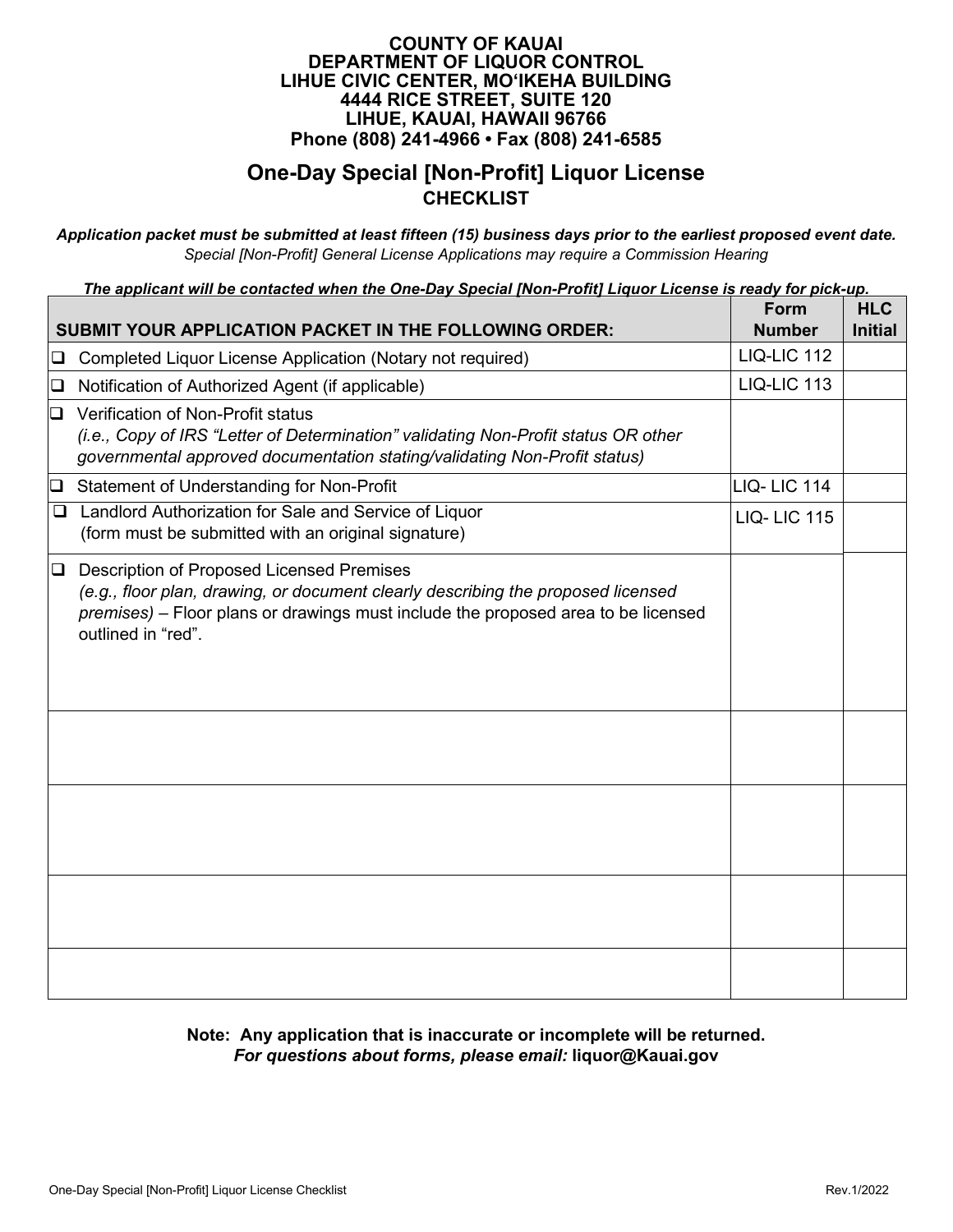**COUNTY OF KAUAI**
**DEPARTMENT OF LIQUOR CONTROL**
**LIHUE CIVIC CENTER, MOʻIKEHA BUILDING**
**4444 RICE STREET, SUITE 120**
**LIHUE, KAUAI, HAWAII 96766**
**Phone (808) 241-4966 • Fax (808) 241-6585**

# One-Day Special [Non-Profit] Liquor License

## CHECKLIST

***Application packet must be submitted at least fifteen (15) business days prior to the earliest proposed event date.***
*Special [Non-Profit] General License Applications may require a Commission Hearing*

***The applicant will be contacted when the One-Day Special [Non-Profit] Liquor License is ready for pick-up.***

| SUBMIT YOUR APPLICATION PACKET IN THE FOLLOWING ORDER: | Form Number | HLC Initial |
|---|---|---|
| ❑ Completed Liquor License Application (Notary not required) | LIQ-LIC 112 | |
| ❑ Notification of Authorized Agent (if applicable) | LIQ-LIC 113 | |
| ❑ Verification of Non-Profit status *(i.e., Copy of IRS "Letter of Determination" validating Non-Profit status OR other governmental approved documentation stating/validating Non-Profit status)* | | |
| ❑ Statement of Understanding for Non-Profit | LIQ- LIC 114 | |
| ❑ Landlord Authorization for Sale and Service of Liquor (form must be submitted with an original signature) | LIQ- LIC 115 | |
| ❑ Description of Proposed Licensed Premises *(e.g., floor plan, drawing, or document clearly describing the proposed licensed premises)* – Floor plans or drawings must include the proposed area to be licensed outlined in "red". | | |
| | | |
| | | |
| | | |
| | | |

**Note: Any application that is inaccurate or incomplete will be returned.**
***For questions about forms, please email:* liquor@Kauai.gov**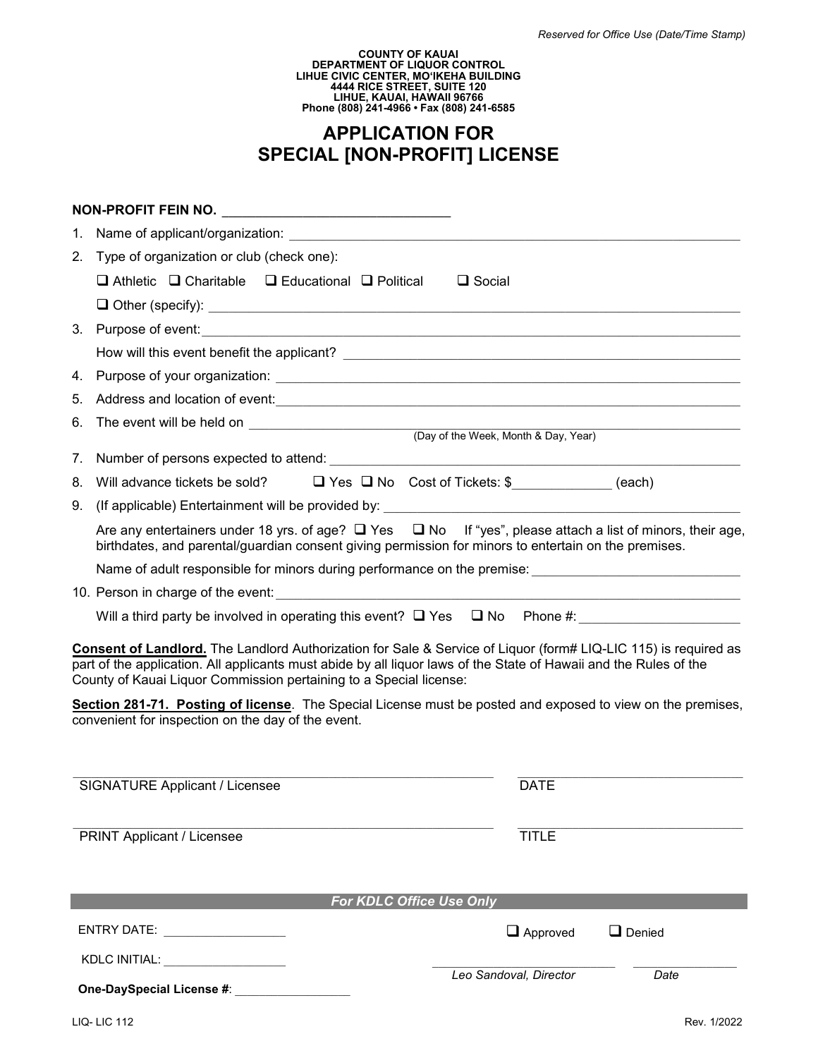*Reserved for Office Use (Date/Time Stamp)*

**COUNTY OF KAUAI**
**DEPARTMENT OF LIQUOR CONTROL**
**LIHUE CIVIC CENTER, MOʻIKEHA BUILDING**
**4444 RICE STREET, SUITE 120**
**LIHUE, KAUAI, HAWAII 96766**
**Phone (808) 241-4966 • Fax (808) 241-6585**

# APPLICATION FOR SPECIAL [NON-PROFIT] LICENSE

**NON-PROFIT FEIN NO.** ______________________________

1. Name of applicant/organization: ______________________________
2. Type of organization or club (check one):

   ❑ Athletic ❑ Charitable ❑ Educational ❑ Political ❑ Social

   ❑ Other (specify): ______________________________
3. Purpose of event: ______________________________

   How will this event benefit the applicant? ______________________________
4. Purpose of your organization: ______________________________
5. Address and location of event: ______________________________
6. The event will be held on ______________________________
   (Day of the Week, Month & Day, Year)
7. Number of persons expected to attend: ______________________________
8. Will advance tickets be sold? ❑ Yes ❑ No Cost of Tickets: $_____________ (each)
9. (If applicable) Entertainment will be provided by: ______________________________

   Are any entertainers under 18 yrs. of age? ❑ Yes ❑ No If "yes", please attach a list of minors, their age, birthdates, and parental/guardian consent giving permission for minors to entertain on the premises.

   Name of adult responsible for minors during performance on the premise: ______________________________
10. Person in charge of the event: ______________________________

    Will a third party be involved in operating this event? ❑ Yes ❑ No Phone #: ______________________________

**Consent of Landlord.** The Landlord Authorization for Sale & Service of Liquor (form# LIQ-LIC 115) is required as part of the application. All applicants must abide by all liquor laws of the State of Hawaii and the Rules of the County of Kauai Liquor Commission pertaining to a Special license:

**Section 281-71. Posting of license**. The Special License must be posted and exposed to view on the premises, convenient for inspection on the day of the event.

______________________________ ______________________________
SIGNATURE Applicant / Licensee DATE

______________________________ ______________________________
PRINT Applicant / Licensee TITLE

***For KDLC Office Use Only***

ENTRY DATE: __________________ ❑ Approved ❑ Denied

KDLC INITIAL: __________________

______________________________ ________________
*Leo Sandoval, Director* *Date*

**One-DaySpecial License #**: __________________

LIQ- LIC 112 Rev. 1/2022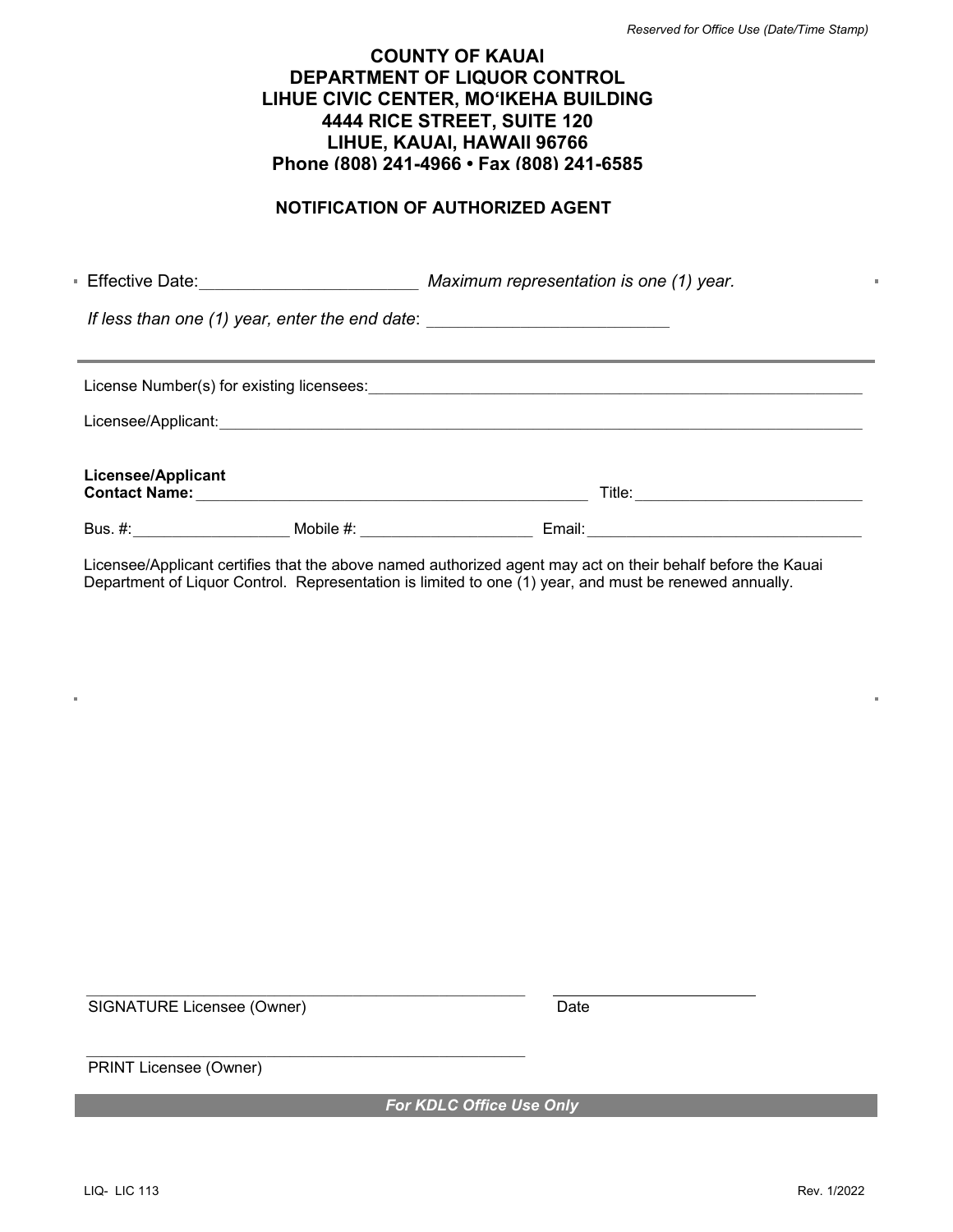*Reserved for Office Use (Date/Time Stamp)*

# COUNTY OF KAUAI
## DEPARTMENT OF LIQUOR CONTROL
**LIHUE CIVIC CENTER, MOʻIKEHA BUILDING**
**4444 RICE STREET, SUITE 120**
**LIHUE, KAUAI, HAWAII 96766**
**Phone (808) 241-4966 • Fax (808) 241-6585**

## NOTIFICATION OF AUTHORIZED AGENT

Effective Date:_______________________ *Maximum representation is one (1) year.*

*If less than one (1) year, enter the end date*: __________________________

---

License Number(s) for existing licensees:___________________________________________________________

Licensee/Applicant:_____________________________________________________________________________

**Licensee/Applicant**
**Contact Name:** _______________________________________________ Title:___________________________

Bus. #:__________________ Mobile #: ____________________ Email:_________________________________

Licensee/Applicant certifies that the above named authorized agent may act on their behalf before the Kauai Department of Liquor Control. Representation is limited to one (1) year, and must be renewed annually.

_____________________________________________________ _________________________
SIGNATURE Licensee (Owner) Date

_____________________________________________________
PRINT Licensee (Owner)

***For KDLC Office Use Only***

LIQ- LIC 113 Rev. 1/2022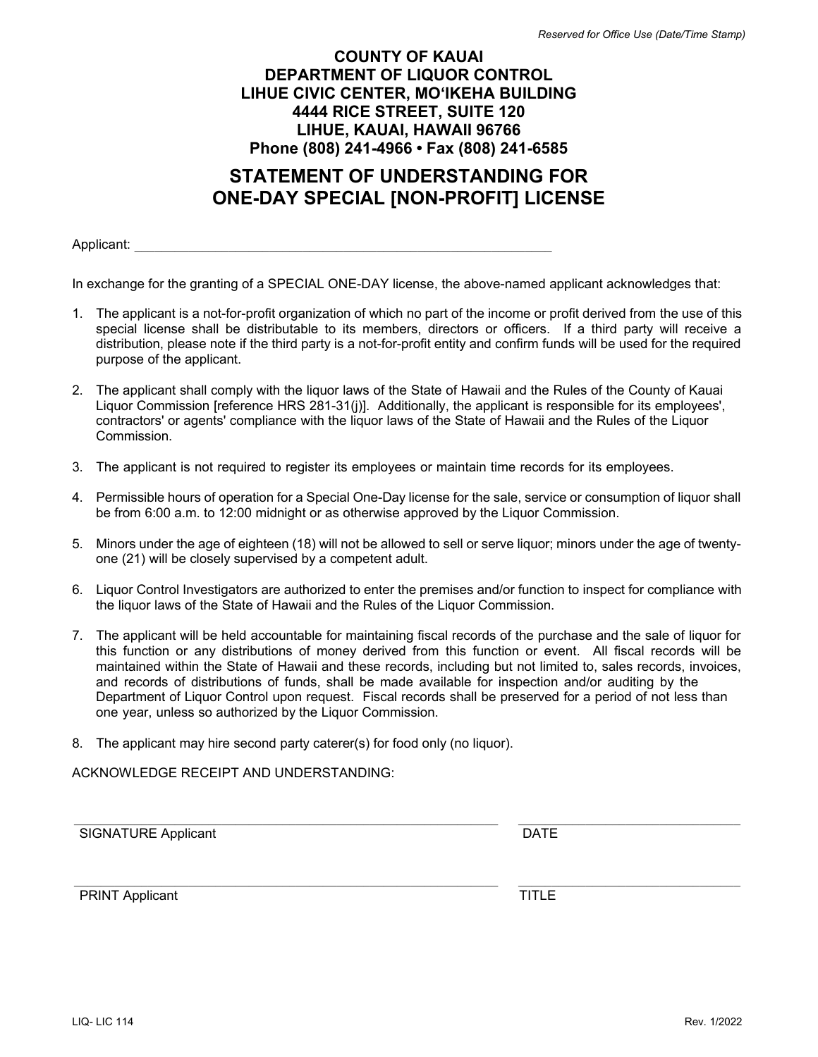*Reserved for Office Use (Date/Time Stamp)*

**COUNTY OF KAUAI**
**DEPARTMENT OF LIQUOR CONTROL**
**LIHUE CIVIC CENTER, MOʻIKEHA BUILDING**
**4444 RICE STREET, SUITE 120**
**LIHUE, KAUAI, HAWAII 96766**
**Phone (808) 241-4966 • Fax (808) 241-6585**

# STATEMENT OF UNDERSTANDING FOR ONE-DAY SPECIAL [NON-PROFIT] LICENSE

Applicant: ____________________________________________________________

In exchange for the granting of a SPECIAL ONE-DAY license, the above-named applicant acknowledges that:

1. The applicant is a not-for-profit organization of which no part of the income or profit derived from the use of this special license shall be distributable to its members, directors or officers. If a third party will receive a distribution, please note if the third party is a not-for-profit entity and confirm funds will be used for the required purpose of the applicant.

2. The applicant shall comply with the liquor laws of the State of Hawaii and the Rules of the County of Kauai Liquor Commission [reference HRS 281-31(j)]. Additionally, the applicant is responsible for its employees', contractors' or agents' compliance with the liquor laws of the State of Hawaii and the Rules of the Liquor Commission.

3. The applicant is not required to register its employees or maintain time records for its employees.

4. Permissible hours of operation for a Special One-Day license for the sale, service or consumption of liquor shall be from 6:00 a.m. to 12:00 midnight or as otherwise approved by the Liquor Commission.

5. Minors under the age of eighteen (18) will not be allowed to sell or serve liquor; minors under the age of twenty-one (21) will be closely supervised by a competent adult.

6. Liquor Control Investigators are authorized to enter the premises and/or function to inspect for compliance with the liquor laws of the State of Hawaii and the Rules of the Liquor Commission.

7. The applicant will be held accountable for maintaining fiscal records of the purchase and the sale of liquor for this function or any distributions of money derived from this function or event. All fiscal records will be maintained within the State of Hawaii and these records, including but not limited to, sales records, invoices, and records of distributions of funds, shall be made available for inspection and/or auditing by the Department of Liquor Control upon request. Fiscal records shall be preserved for a period of not less than one year, unless so authorized by the Liquor Commission.

8. The applicant may hire second party caterer(s) for food only (no liquor).

ACKNOWLEDGE RECEIPT AND UNDERSTANDING:

______________________________________________ ______________________

SIGNATURE Applicant DATE

______________________________________________ ______________________

PRINT Applicant TITLE

LIQ- LIC 114 Rev. 1/2022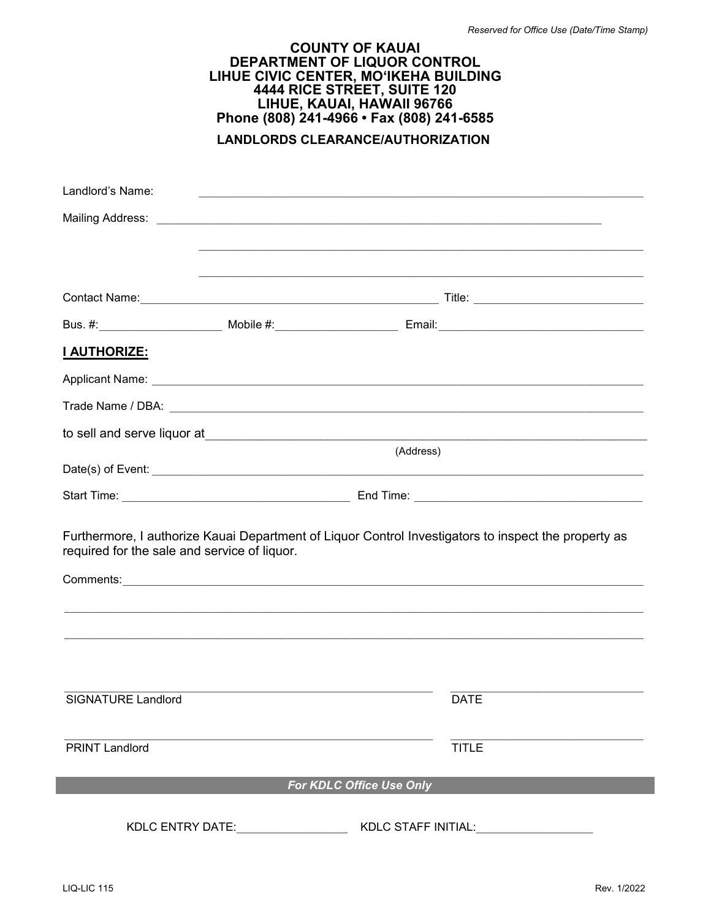*Reserved for Office Use (Date/Time Stamp)*

# COUNTY OF KAUAI
## DEPARTMENT OF LIQUOR CONTROL
### LIHUE CIVIC CENTER, MOʻIKEHA BUILDING
### 4444 RICE STREET, SUITE 120
### LIHUE, KAUAI, HAWAII 96766
### Phone (808) 241-4966 • Fax (808) 241-6585

**LANDLORDS CLEARANCE/AUTHORIZATION**

Landlord's Name: ____________________________________________________________

Mailing Address: ____________________________________________________________

____________________________________________________________

____________________________________________________________

Contact Name: ________________________________________ Title: ______________________

Bus. #: ________________ Mobile #: ________________ Email: ____________________________

**I AUTHORIZE:**

Applicant Name: ____________________________________________________________

Trade Name / DBA: ____________________________________________________________

to sell and serve liquor at ____________________________________________________________

(Address)

Date(s) of Event: ____________________________________________________________

Start Time: ______________________________ End Time: ______________________________

Furthermore, I authorize Kauai Department of Liquor Control Investigators to inspect the property as required for the sale and service of liquor.

Comments: ____________________________________________________________

____________________________________________________________

____________________________________________________________

______________________________________________ ______________________

SIGNATURE Landlord DATE

______________________________________________ ______________________

PRINT Landlord TITLE

***For KDLC Office Use Only***

KDLC ENTRY DATE: ________________ KDLC STAFF INITIAL: ________________

LIQ-LIC 115 Rev. 1/2022